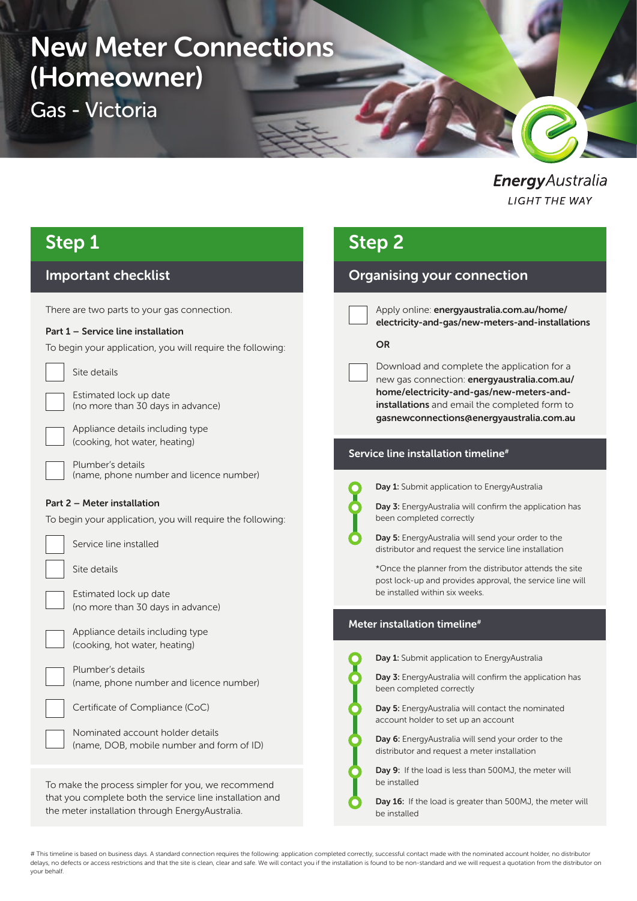# New Meter Connections (Homeowner)

## Gas - Victoria

EnergyAustralia

LIGHT THE WAY

## Step 1

### Important checklist

There are two parts to your gas connection.

**Part 1 – Service line installation**

To begin your application, you will require the following:

- [ ] Site details
- [ ] Estimated lock up date (no more than 30 days in advance)
- [ ] Appliance details including type (cooking, hot water, heating)
- [ ] Plumber's details (name, phone number and licence number)

**Part 2 – Meter installation**

To begin your application, you will require the following:

- [ ] Service line installed
- [ ] Site details
- [ ] Estimated lock up date (no more than 30 days in advance)
- [ ] Appliance details including type (cooking, hot water, heating)
- [ ] Plumber's details (name, phone number and licence number)
- [ ] Certificate of Compliance (CoC)
- [ ] Nominated account holder details (name, DOB, mobile number and form of ID)

To make the process simpler for you, we recommend that you complete both the service line installation and the meter installation through EnergyAustralia.

## Step 2

### Organising your connection

- [ ] Apply online: **energyaustralia.com.au/home/electricity-and-gas/new-meters-and-installations**

OR

- [ ] Download and complete the application for a new gas connection: **energyaustralia.com.au/home/electricity-and-gas/new-meters-and-installations** and email the completed form to **gasnewconnections@energyaustralia.com.au**

### Service line installation timeline#

- **Day 1:** Submit application to EnergyAustralia
- **Day 3:** EnergyAustralia will confirm the application has been completed correctly
- **Day 5:** EnergyAustralia will send your order to the distributor and request the service line installation

*Once the planner from the distributor attends the site post lock-up and provides approval, the service line will be installed within six weeks.

### Meter installation timeline#

- **Day 1:** Submit application to EnergyAustralia
- **Day 3:** EnergyAustralia will confirm the application has been completed correctly
- **Day 5:** EnergyAustralia will contact the nominated account holder to set up an account
- **Day 6:** EnergyAustralia will send your order to the distributor and request a meter installation
- **Day 9:** If the load is less than 500MJ, the meter will be installed
- **Day 16:** If the load is greater than 500MJ, the meter will be installed

# This timeline is based on business days. A standard connection requires the following: application completed correctly, successful contact made with the nominated account holder, no distributor delays, no defects or access restrictions and that the site is clean, clear and safe. We will contact you if the installation is found to be non-standard and we will request a quotation from the distributor on your behalf.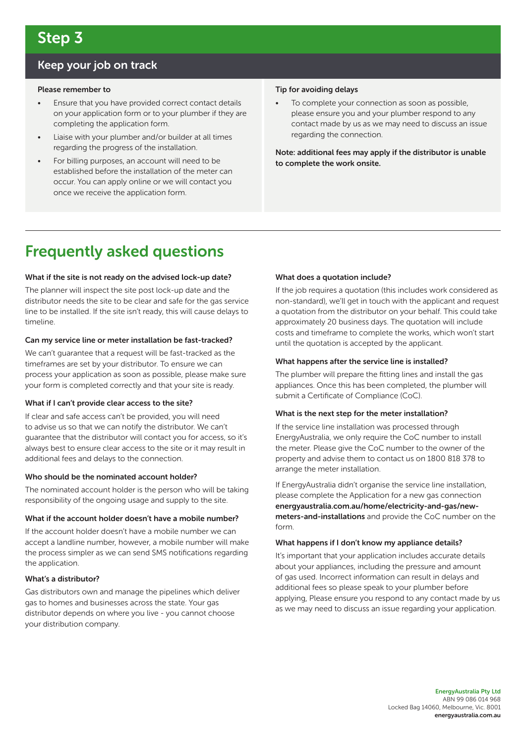# Step 3

## Keep your job on track

**Please remember to**

- Ensure that you have provided correct contact details on your application form or to your plumber if they are completing the application form.
- Liaise with your plumber and/or builder at all times regarding the progress of the installation.
- For billing purposes, an account will need to be established before the installation of the meter can occur. You can apply online or we will contact you once we receive the application form.

**Tip for avoiding delays**

- To complete your connection as soon as possible, please ensure you and your plumber respond to any contact made by us as we may need to discuss an issue regarding the connection.

**Note: additional fees may apply if the distributor is unable to complete the work onsite.**

# Frequently asked questions

**What if the site is not ready on the advised lock-up date?**

The planner will inspect the site post lock-up date and the distributor needs the site to be clear and safe for the gas service line to be installed. If the site isn't ready, this will cause delays to timeline.

**Can my service line or meter installation be fast-tracked?**

We can't guarantee that a request will be fast-tracked as the timeframes are set by your distributor. To ensure we can process your application as soon as possible, please make sure your form is completed correctly and that your site is ready.

**What if I can't provide clear access to the site?**

If clear and safe access can't be provided, you will need to advise us so that we can notify the distributor. We can't guarantee that the distributor will contact you for access, so it's always best to ensure clear access to the site or it may result in additional fees and delays to the connection.

**Who should be the nominated account holder?**

The nominated account holder is the person who will be taking responsibility of the ongoing usage and supply to the site.

**What if the account holder doesn't have a mobile number?**

If the account holder doesn't have a mobile number we can accept a landline number, however, a mobile number will make the process simpler as we can send SMS notifications regarding the application.

**What's a distributor?**

Gas distributors own and manage the pipelines which deliver gas to homes and businesses across the state. Your gas distributor depends on where you live - you cannot choose your distribution company.

**What does a quotation include?**

If the job requires a quotation (this includes work considered as non-standard), we'll get in touch with the applicant and request a quotation from the distributor on your behalf. This could take approximately 20 business days. The quotation will include costs and timeframe to complete the works, which won't start until the quotation is accepted by the applicant.

**What happens after the service line is installed?**

The plumber will prepare the fitting lines and install the gas appliances. Once this has been completed, the plumber will submit a Certificate of Compliance (CoC).

**What is the next step for the meter installation?**

If the service line installation was processed through EnergyAustralia, we only require the CoC number to install the meter. Please give the CoC number to the owner of the property and advise them to contact us on 1800 818 378 to arrange the meter installation.

If EnergyAustralia didn't organise the service line installation, please complete the Application for a new gas connection **energyaustralia.com.au/home/electricity-and-gas/new-meters-and-installations** and provide the CoC number on the form.

**What happens if I don't know my appliance details?**

It's important that your application includes accurate details about your appliances, including the pressure and amount of gas used. Incorrect information can result in delays and additional fees so please speak to your plumber before applying, Please ensure you respond to any contact made by us as we may need to discuss an issue regarding your application.

**EnergyAustralia Pty Ltd**
ABN 99 086 014 968
Locked Bag 14060, Melbourne, Vic. 8001
**energyaustralia.com.au**